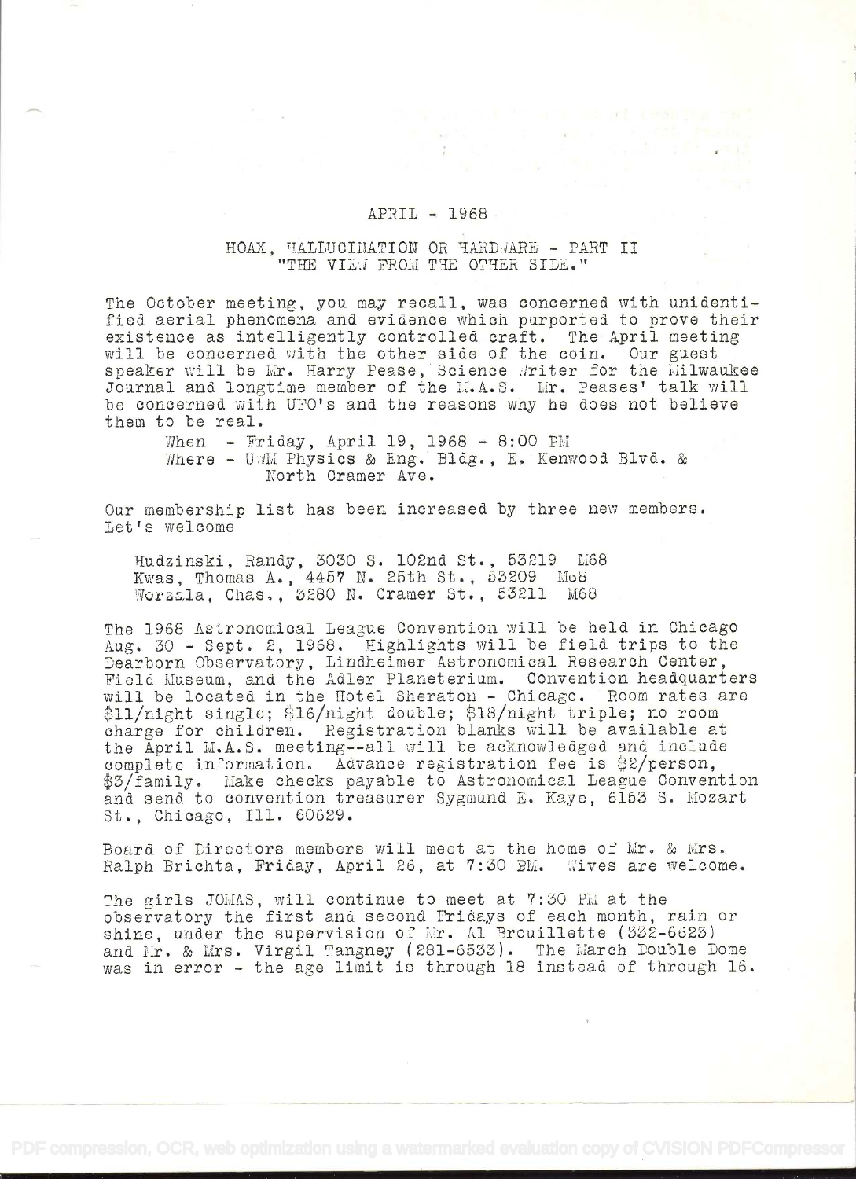APRIL - 1968

## HOAX, HALLUCINATION OR HARDWARE - PART II
## "THE VIEW FROM THE OTHER SIDE."

The October meeting, you may recall, was concerned with unidentified aerial phenomena and evidence which purported to prove their existence as intelligently controlled craft. The April meeting will be concerned with the other side of the coin. Our guest speaker will be Mr. Harry Pease, Science Writer for the Milwaukee Journal and longtime member of the M.A.S. Mr. Peases' talk will be concerned with UFO's and the reasons why he does not believe them to be real.

When - Friday, April 19, 1968 - 8:00 PM
Where - UWM Physics & Eng. Bldg., E. Kenwood Blvd. & North Cramer Ave.

Our membership list has been increased by three new members. Let's welcome

Hudzinski, Randy, 3030 S. 102nd St., 53219 M68
Kwas, Thomas A., 4457 N. 25th St., 53209 M68
Worzala, Chas., 3280 N. Cramer St., 53211 M68

The 1968 Astronomical League Convention will be held in Chicago Aug. 30 - Sept. 2, 1968. Highlights will be field trips to the Dearborn Observatory, Lindheimer Astronomical Research Center, Field Museum, and the Adler Planeterium. Convention headquarters will be located in the Hotel Sheraton - Chicago. Room rates are $11/night single; $16/night double; $18/night triple; no room charge for children. Registration blanks will be available at the April M.A.S. meeting--all will be acknowledged and include complete information. Advance registration fee is $2/person, $3/family. Make checks payable to Astronomical League Convention and send to convention treasurer Sygmund E. Kaye, 6153 S. Mozart St., Chicago, Ill. 60629.

Board of Directors members will meet at the home of Mr. & Mrs. Ralph Brichta, Friday, April 26, at 7:30 PM. Wives are welcome.

The girls JOMAS, will continue to meet at 7:30 PM at the observatory the first and second Fridays of each month, rain or shine, under the supervision of Mr. Al Brouillette (332-6623) and Mr. & Mrs. Virgil Tangney (281-6533). The March Double Dome was in error - the age limit is through 18 instead of through 16.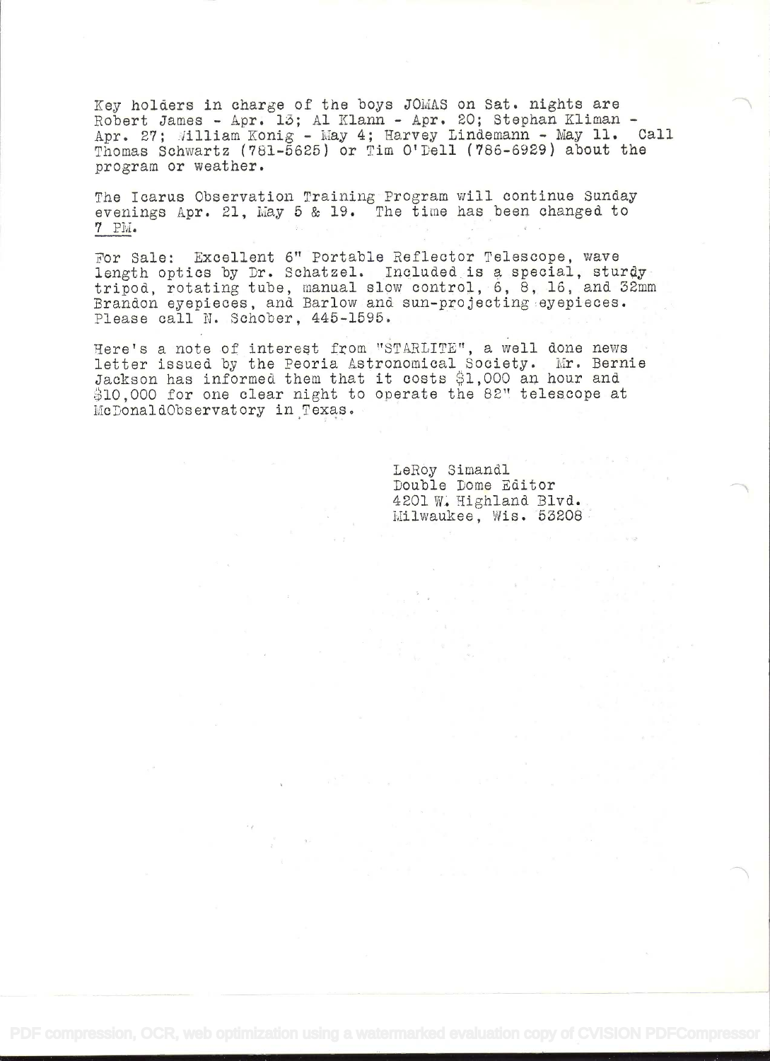Key holders in charge of the boys JOMAS on Sat. nights are Robert James - Apr. 13; Al Klann - Apr. 20; Stephan Kliman - Apr. 27; William Konig - May 4; Harvey Lindemann - May 11. Call Thomas Schwartz (781-5625) or Tim O'Dell (786-6929) about the program or weather.

The Icarus Observation Training Program will continue Sunday evenings Apr. 21, May 5 & 19. The time has been changed to 7 PM.

For Sale: Excellent 6" Portable Reflector Telescope, wave length optics by Dr. Schatzel. Included is a special, sturdy tripod, rotating tube, manual slow control, 6, 8, 16, and 32mm Brandon eyepieces, and Barlow and sun-projecting eyepieces. Please call N. Schober, 445-1595.

Here's a note of interest from "STARLITE", a well done news letter issued by the Peoria Astronomical Society. Mr. Bernie Jackson has informed them that it costs $1,000 an hour and $10,000 for one clear night to operate the 82" telescope at McDonaldObservatory in Texas.

LeRoy Simandl
Double Dome Editor
4201 W. Highland Blvd.
Milwaukee, Wis. 53208